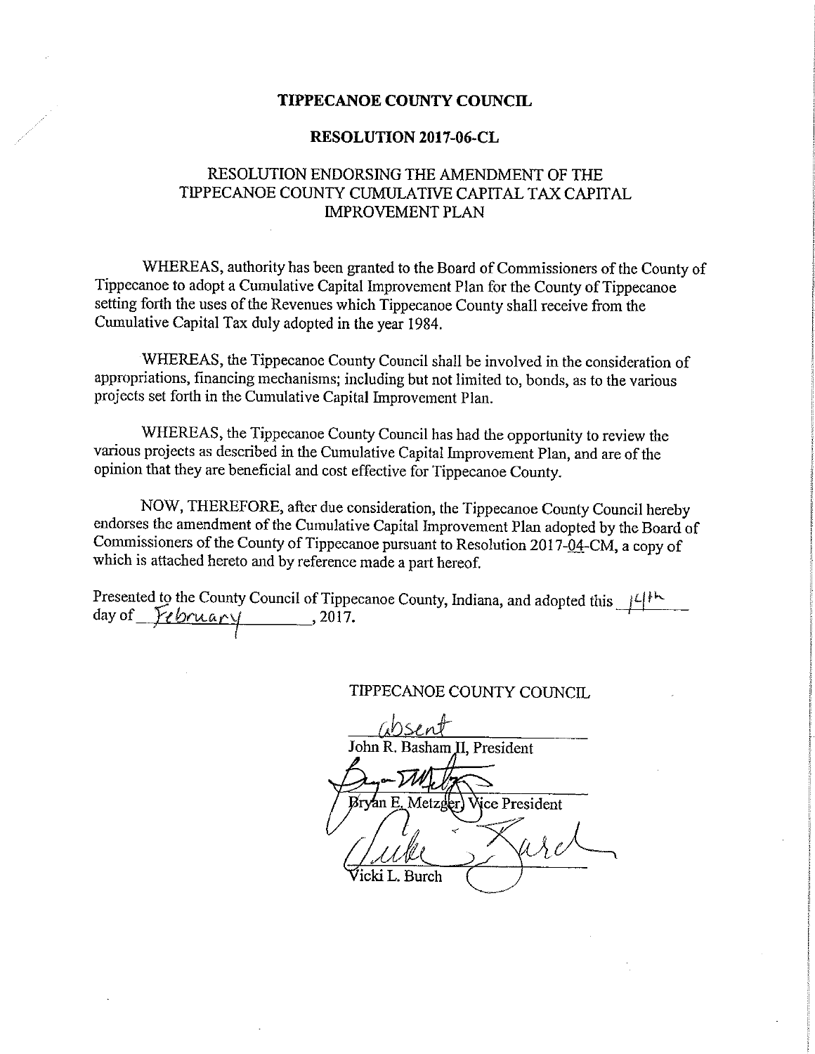# TIPPECANOE COUNTY COUNCIL

## RESOLUTION 2017-06-CL

### RESOLUTION ENDORSING THE AMENDMENT OF THE TIPPECANOE COUNTY CUMULATIVE CAPITAL TAX CAPITAL IMPROVEMENT PLAN

WHEREAS, authority has been granted to the Board of Commissioners of the County of Tippecanoe to adopt a Cumulative Capital Improvement Plan for the County of Tippecanoe setting forth the uses of the Revenues which Tippecanoe County shall receive from the Cumulative Capital Tax duly adopted in the year 1984.

WHEREAS, the Tippecanoe County Council shall be involved in the consideration of appropriations, financing mechanisms; including but not limited to, bonds, as to the various projects set forth in the Cumulative Capital Improvement Plan.

WHEREAS, the Tippecanoe County Council has had the opportunity to review the various projects as described in the Cumulative Capital Improvement Plan, and are of the opinion that they are beneficial and cost effective for Tippecanoe County.

NOW, THEREFORE, after due consideration, the Tippecanoe County Council hereby endorses the amendment of the Cumulative Capital Improvement Plan adopted by the Board of Commissioners of the County of Tippecanoe pursuant to Resolution 2017-04-CM, a copy of which is attached hereto and by reference made a part hereof.

Presented to the County Council of Tippecanoe County, Indiana, and adopted this 14th day of February, 2017.

TIPPECANOE COUNTY COUNCIL

absent
John R. Basham II, President

[signature]
Bryan E. Metzger, Vice President

[signature]
Vicki L. Burch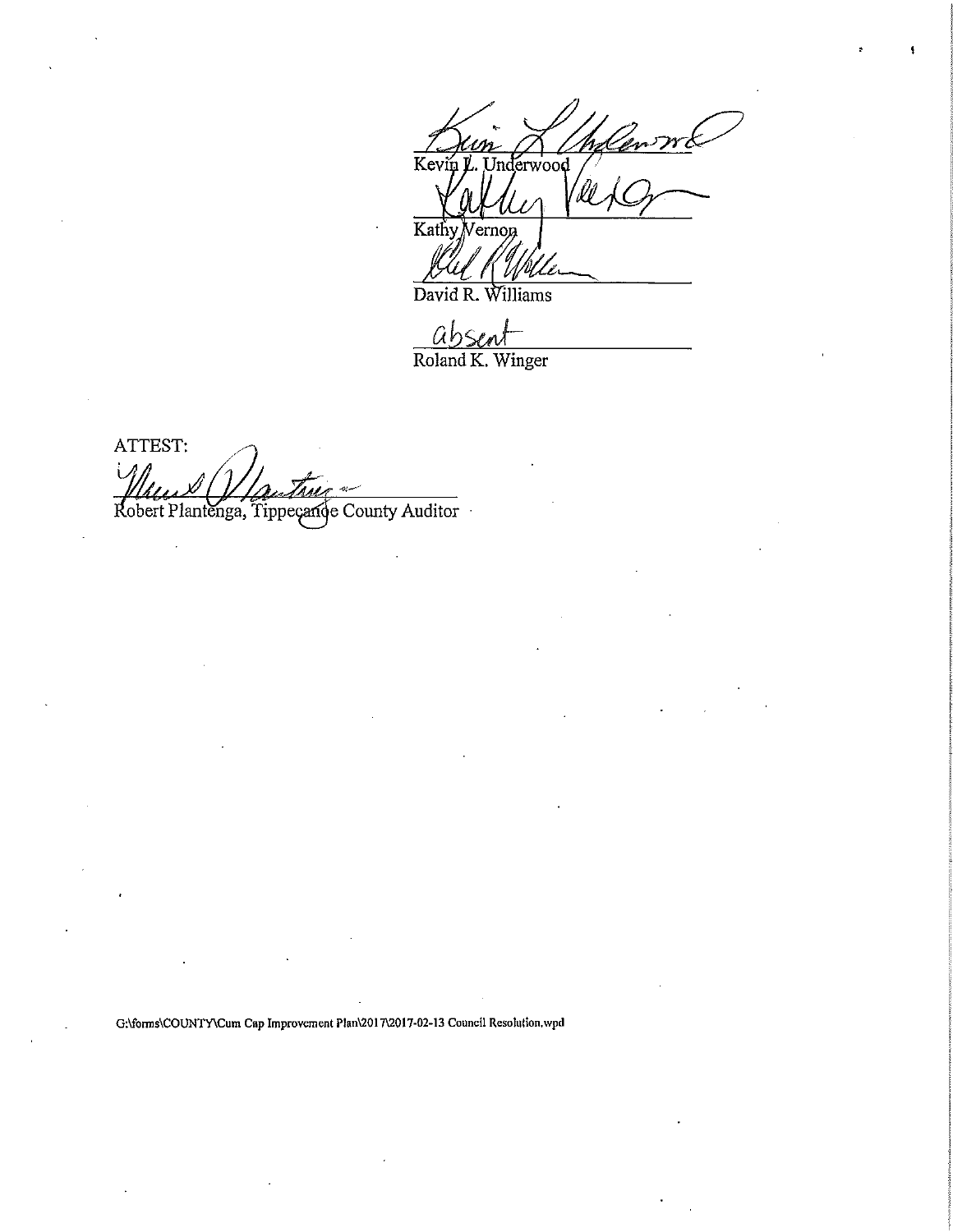Kevin L. Underwood

Kathy Vernon

David R. Williams

absent

Roland K. Winger

ATTEST:

Robert Plantenga, Tippecanoe County Auditor

G:\forms\COUNTY\Cum Cap Improvement Plan\2017\2017-02-13 Council Resolution.wpd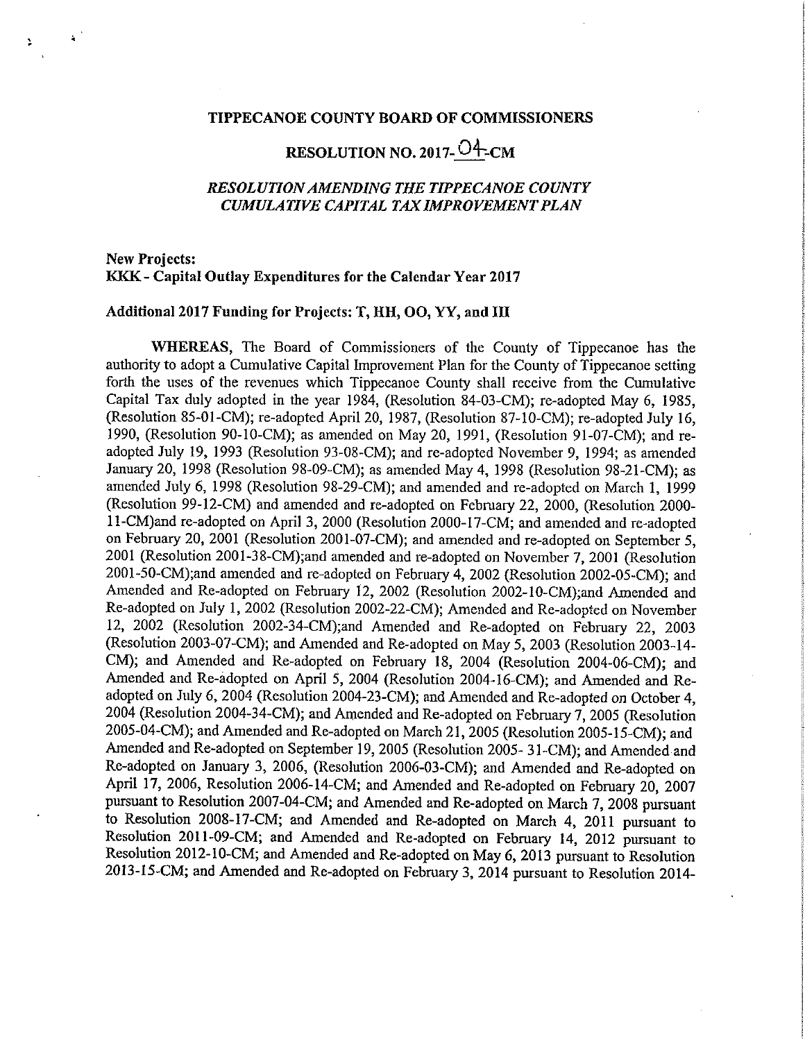**TIPPECANOE COUNTY BOARD OF COMMISSIONERS**

**RESOLUTION NO. 2017-04-CM**

***RESOLUTION AMENDING THE TIPPECANOE COUNTY CUMULATIVE CAPITAL TAX IMPROVEMENT PLAN***

**New Projects:**
**KKK - Capital Outlay Expenditures for the Calendar Year 2017**

**Additional 2017 Funding for Projects: T, HH, OO, YY, and III**

**WHEREAS**, The Board of Commissioners of the County of Tippecanoe has the authority to adopt a Cumulative Capital Improvement Plan for the County of Tippecanoe setting forth the uses of the revenues which Tippecanoe County shall receive from the Cumulative Capital Tax duly adopted in the year 1984, (Resolution 84-03-CM); re-adopted May 6, 1985, (Resolution 85-01-CM); re-adopted April 20, 1987, (Resolution 87-10-CM); re-adopted July 16, 1990, (Resolution 90-10-CM); as amended on May 20, 1991, (Resolution 91-07-CM); and re-adopted July 19, 1993 (Resolution 93-08-CM); and re-adopted November 9, 1994; as amended January 20, 1998 (Resolution 98-09-CM); as amended May 4, 1998 (Resolution 98-21-CM); as amended July 6, 1998 (Resolution 98-29-CM); and amended and re-adopted on March 1, 1999 (Resolution 99-12-CM) and amended and re-adopted on February 22, 2000, (Resolution 2000-11-CM)and re-adopted on April 3, 2000 (Resolution 2000-17-CM; and amended and re-adopted on February 20, 2001 (Resolution 2001-07-CM); and amended and re-adopted on September 5, 2001 (Resolution 2001-38-CM);and amended and re-adopted on November 7, 2001 (Resolution 2001-50-CM);and amended and re-adopted on February 4, 2002 (Resolution 2002-05-CM); and Amended and Re-adopted on February 12, 2002 (Resolution 2002-10-CM);and Amended and Re-adopted on July 1, 2002 (Resolution 2002-22-CM); Amended and Re-adopted on November 12, 2002 (Resolution 2002-34-CM);and Amended and Re-adopted on February 22, 2003 (Resolution 2003-07-CM); and Amended and Re-adopted on May 5, 2003 (Resolution 2003-14-CM); and Amended and Re-adopted on February 18, 2004 (Resolution 2004-06-CM); and Amended and Re-adopted on April 5, 2004 (Resolution 2004-16-CM); and Amended and Re-adopted on July 6, 2004 (Resolution 2004-23-CM); and Amended and Re-adopted on October 4, 2004 (Resolution 2004-34-CM); and Amended and Re-adopted on February 7, 2005 (Resolution 2005-04-CM); and Amended and Re-adopted on March 21, 2005 (Resolution 2005-15-CM); and Amended and Re-adopted on September 19, 2005 (Resolution 2005- 31-CM); and Amended and Re-adopted on January 3, 2006, (Resolution 2006-03-CM); and Amended and Re-adopted on April 17, 2006, Resolution 2006-14-CM; and Amended and Re-adopted on February 20, 2007 pursuant to Resolution 2007-04-CM; and Amended and Re-adopted on March 7, 2008 pursuant to Resolution 2008-17-CM; and Amended and Re-adopted on March 4, 2011 pursuant to Resolution 2011-09-CM; and Amended and Re-adopted on February 14, 2012 pursuant to Resolution 2012-10-CM; and Amended and Re-adopted on May 6, 2013 pursuant to Resolution 2013-15-CM; and Amended and Re-adopted on February 3, 2014 pursuant to Resolution 2014-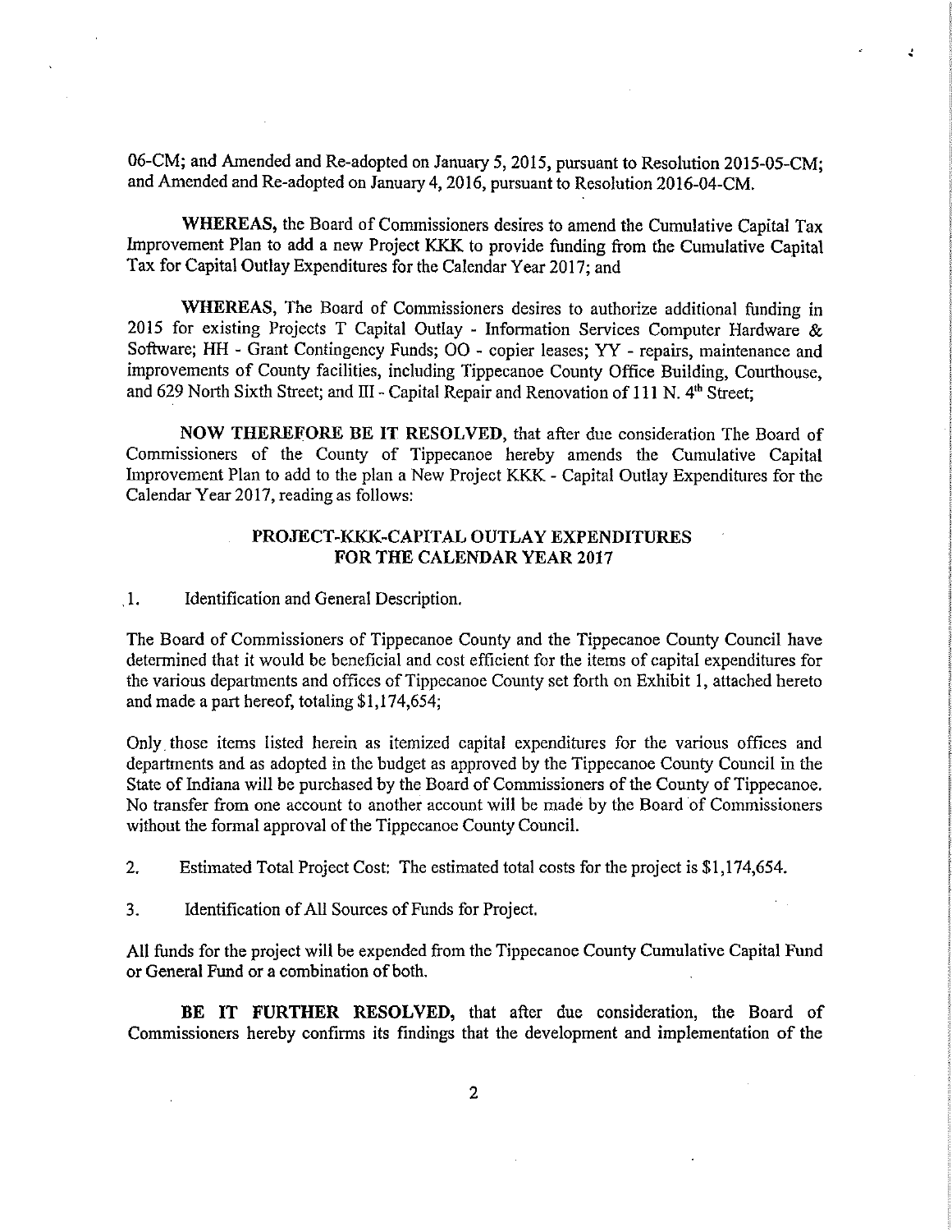06-CM; and Amended and Re-adopted on January 5, 2015, pursuant to Resolution 2015-05-CM; and Amended and Re-adopted on January 4, 2016, pursuant to Resolution 2016-04-CM.

**WHEREAS,** the Board of Commissioners desires to amend the Cumulative Capital Tax Improvement Plan to add a new Project KKK to provide funding from the Cumulative Capital Tax for Capital Outlay Expenditures for the Calendar Year 2017; and

**WHEREAS,** The Board of Commissioners desires to authorize additional funding in 2015 for existing Projects T Capital Outlay - Information Services Computer Hardware & Software; HH - Grant Contingency Funds; OO - copier leases; YY - repairs, maintenance and improvements of County facilities, including Tippecanoe County Office Building, Courthouse, and 629 North Sixth Street; and III - Capital Repair and Renovation of 111 N. 4th Street;

**NOW THEREFORE BE IT RESOLVED,** that after due consideration The Board of Commissioners of the County of Tippecanoe hereby amends the Cumulative Capital Improvement Plan to add to the plan a New Project KKK - Capital Outlay Expenditures for the Calendar Year 2017, reading as follows:

## PROJECT-KKK-CAPITAL OUTLAY EXPENDITURES FOR THE CALENDAR YEAR 2017

1. Identification and General Description.

The Board of Commissioners of Tippecanoe County and the Tippecanoe County Council have determined that it would be beneficial and cost efficient for the items of capital expenditures for the various departments and offices of Tippecanoe County set forth on Exhibit 1, attached hereto and made a part hereof, totaling $1,174,654;

Only those items listed herein as itemized capital expenditures for the various offices and departments and as adopted in the budget as approved by the Tippecanoe County Council in the State of Indiana will be purchased by the Board of Commissioners of the County of Tippecanoe. No transfer from one account to another account will be made by the Board of Commissioners without the formal approval of the Tippecanoe County Council.

2. Estimated Total Project Cost: The estimated total costs for the project is $1,174,654.

3. Identification of All Sources of Funds for Project.

All funds for the project will be expended from the Tippecanoe County Cumulative Capital Fund or General Fund or a combination of both.

**BE IT FURTHER RESOLVED,** that after due consideration, the Board of Commissioners hereby confirms its findings that the development and implementation of the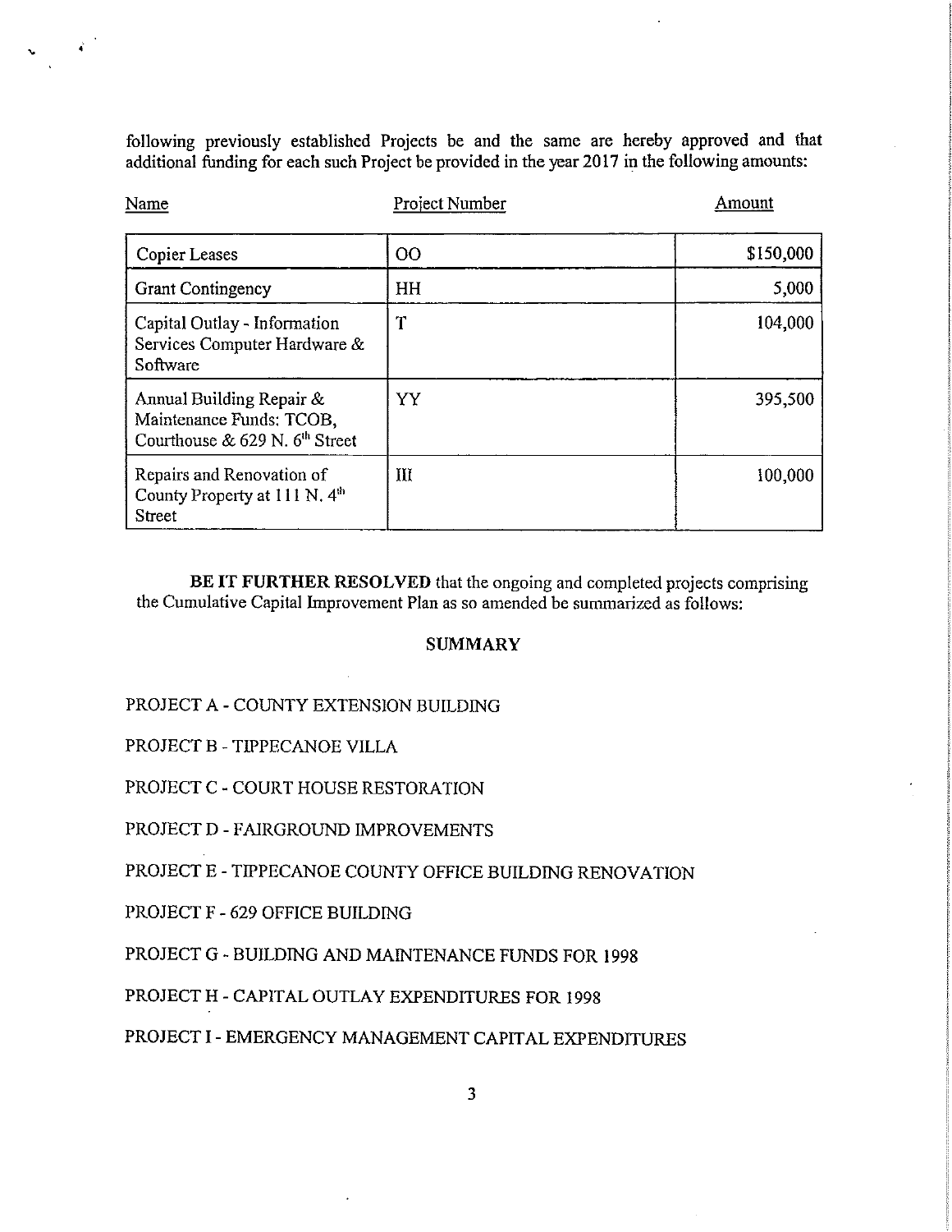following previously established Projects be and the same are hereby approved and that additional funding for each such Project be provided in the year 2017 in the following amounts:

| Name | Project Number | Amount |
|---|---|---|
| Copier Leases | OO | \$150,000 |
| Grant Contingency | HH | 5,000 |
| Capital Outlay - Information Services Computer Hardware & Software | T | 104,000 |
| Annual Building Repair & Maintenance Funds: TCOB, Courthouse & 629 N. 6th Street | YY | 395,500 |
| Repairs and Renovation of County Property at 111 N. 4th Street | III | 100,000 |

**BE IT FURTHER RESOLVED** that the ongoing and completed projects comprising the Cumulative Capital Improvement Plan as so amended be summarized as follows:

## SUMMARY

PROJECT A - COUNTY EXTENSION BUILDING

PROJECT B - TIPPECANOE VILLA

PROJECT C - COURT HOUSE RESTORATION

PROJECT D - FAIRGROUND IMPROVEMENTS

PROJECT E - TIPPECANOE COUNTY OFFICE BUILDING RENOVATION

PROJECT F - 629 OFFICE BUILDING

PROJECT G - BUILDING AND MAINTENANCE FUNDS FOR 1998

PROJECT H - CAPITAL OUTLAY EXPENDITURES FOR 1998

PROJECT I - EMERGENCY MANAGEMENT CAPITAL EXPENDITURES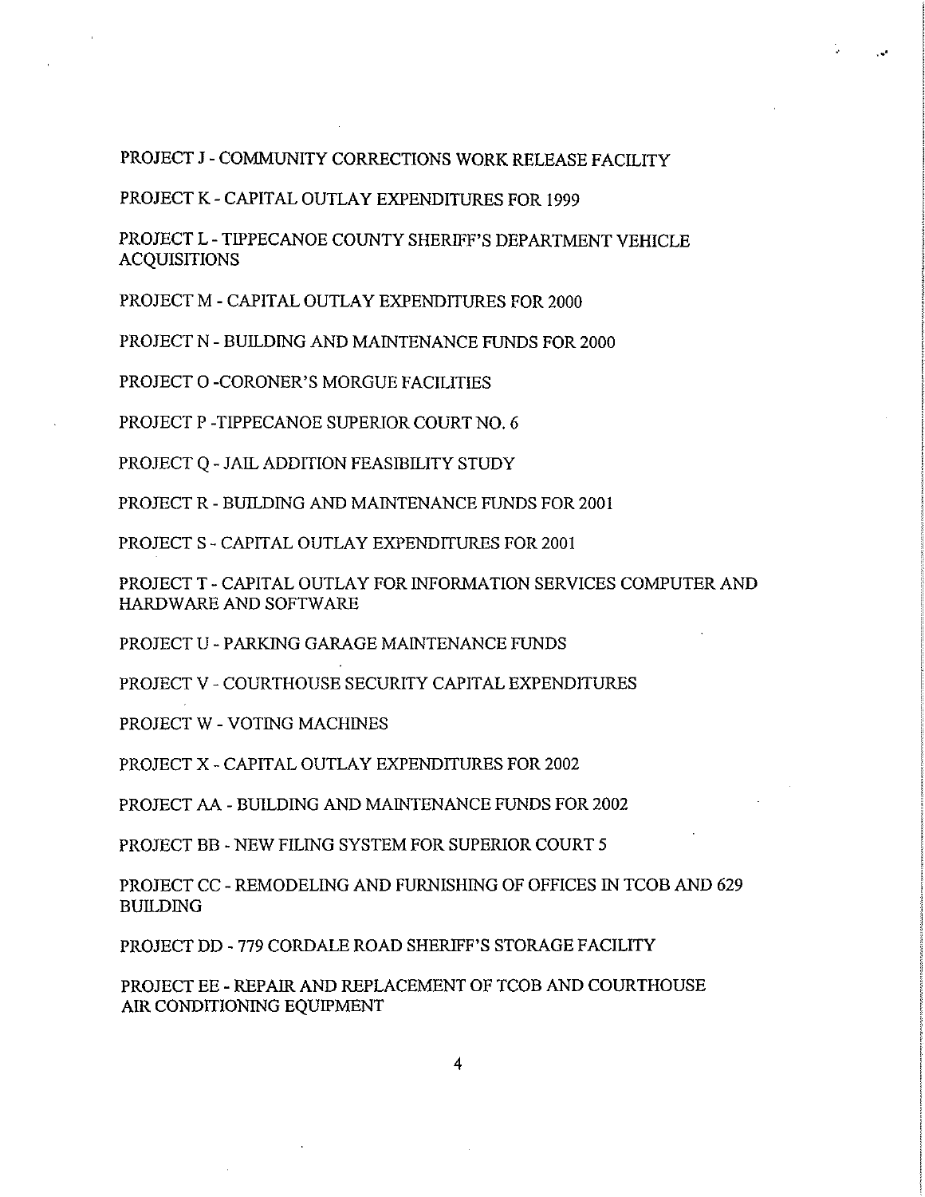PROJECT J - COMMUNITY CORRECTIONS WORK RELEASE FACILITY

PROJECT K - CAPITAL OUTLAY EXPENDITURES FOR 1999

PROJECT L - TIPPECANOE COUNTY SHERIFF'S DEPARTMENT VEHICLE ACQUISITIONS

PROJECT M - CAPITAL OUTLAY EXPENDITURES FOR 2000

PROJECT N - BUILDING AND MAINTENANCE FUNDS FOR 2000

PROJECT O -CORONER'S MORGUE FACILITIES

PROJECT P -TIPPECANOE SUPERIOR COURT NO. 6

PROJECT Q - JAIL ADDITION FEASIBILITY STUDY

PROJECT R - BUILDING AND MAINTENANCE FUNDS FOR 2001

PROJECT S - CAPITAL OUTLAY EXPENDITURES FOR 2001

PROJECT T - CAPITAL OUTLAY FOR INFORMATION SERVICES COMPUTER AND HARDWARE AND SOFTWARE

PROJECT U - PARKING GARAGE MAINTENANCE FUNDS

PROJECT V - COURTHOUSE SECURITY CAPITAL EXPENDITURES

PROJECT W - VOTING MACHINES

PROJECT X - CAPITAL OUTLAY EXPENDITURES FOR 2002

PROJECT AA - BUILDING AND MAINTENANCE FUNDS FOR 2002

PROJECT BB - NEW FILING SYSTEM FOR SUPERIOR COURT 5

PROJECT CC - REMODELING AND FURNISHING OF OFFICES IN TCOB AND 629 BUILDING

PROJECT DD - 779 CORDALE ROAD SHERIFF'S STORAGE FACILITY

PROJECT EE - REPAIR AND REPLACEMENT OF TCOB AND COURTHOUSE AIR CONDITIONING EQUIPMENT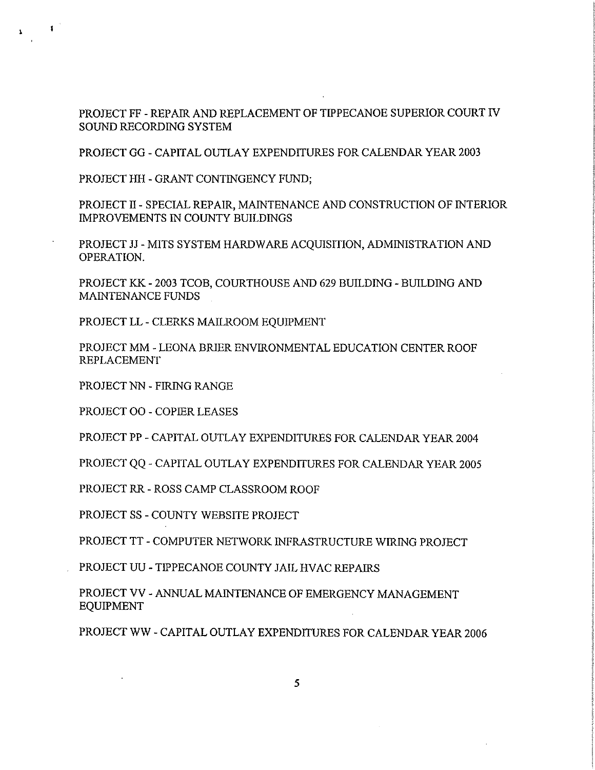PROJECT FF - REPAIR AND REPLACEMENT OF TIPPECANOE SUPERIOR COURT IV SOUND RECORDING SYSTEM

PROJECT GG - CAPITAL OUTLAY EXPENDITURES FOR CALENDAR YEAR 2003

PROJECT HH - GRANT CONTINGENCY FUND;

PROJECT II - SPECIAL REPAIR, MAINTENANCE AND CONSTRUCTION OF INTERIOR IMPROVEMENTS IN COUNTY BUILDINGS

PROJECT JJ - MITS SYSTEM HARDWARE ACQUISITION, ADMINISTRATION AND OPERATION.

PROJECT KK - 2003 TCOB, COURTHOUSE AND 629 BUILDING - BUILDING AND MAINTENANCE FUNDS

PROJECT LL - CLERKS MAILROOM EQUIPMENT

PROJECT MM - LEONA BRIER ENVIRONMENTAL EDUCATION CENTER ROOF REPLACEMENT

PROJECT NN - FIRING RANGE

PROJECT OO - COPIER LEASES

PROJECT PP - CAPITAL OUTLAY EXPENDITURES FOR CALENDAR YEAR 2004

PROJECT QQ - CAPITAL OUTLAY EXPENDITURES FOR CALENDAR YEAR 2005

PROJECT RR - ROSS CAMP CLASSROOM ROOF

PROJECT SS - COUNTY WEBSITE PROJECT

PROJECT TT - COMPUTER NETWORK INFRASTRUCTURE WIRING PROJECT

PROJECT UU - TIPPECANOE COUNTY JAIL HVAC REPAIRS

PROJECT VV - ANNUAL MAINTENANCE OF EMERGENCY MANAGEMENT EQUIPMENT

PROJECT WW - CAPITAL OUTLAY EXPENDITURES FOR CALENDAR YEAR 2006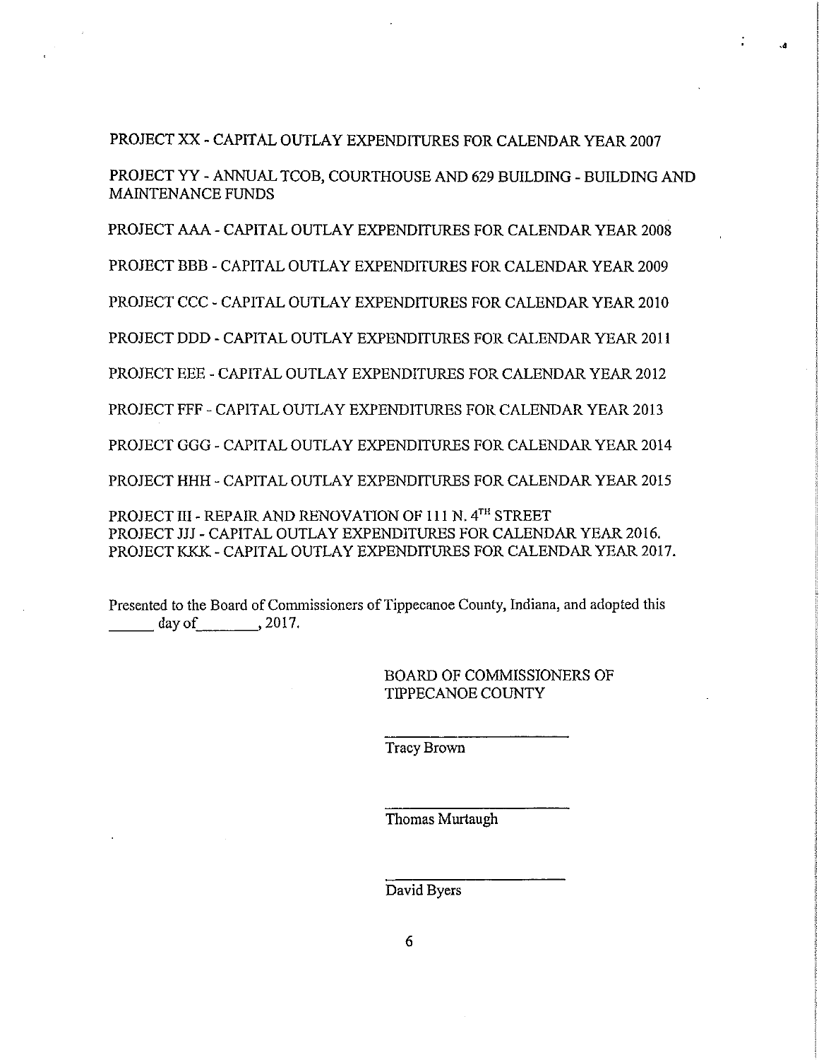PROJECT XX - CAPITAL OUTLAY EXPENDITURES FOR CALENDAR YEAR 2007

PROJECT YY - ANNUAL TCOB, COURTHOUSE AND 629 BUILDING - BUILDING AND MAINTENANCE FUNDS

PROJECT AAA - CAPITAL OUTLAY EXPENDITURES FOR CALENDAR YEAR 2008

PROJECT BBB - CAPITAL OUTLAY EXPENDITURES FOR CALENDAR YEAR 2009

PROJECT CCC - CAPITAL OUTLAY EXPENDITURES FOR CALENDAR YEAR 2010

PROJECT DDD - CAPITAL OUTLAY EXPENDITURES FOR CALENDAR YEAR 2011

PROJECT EEE - CAPITAL OUTLAY EXPENDITURES FOR CALENDAR YEAR 2012

PROJECT FFF - CAPITAL OUTLAY EXPENDITURES FOR CALENDAR YEAR 2013

PROJECT GGG - CAPITAL OUTLAY EXPENDITURES FOR CALENDAR YEAR 2014

PROJECT HHH - CAPITAL OUTLAY EXPENDITURES FOR CALENDAR YEAR 2015

PROJECT III - REPAIR AND RENOVATION OF 111 N. 4TH STREET
PROJECT JJJ - CAPITAL OUTLAY EXPENDITURES FOR CALENDAR YEAR 2016.
PROJECT KKK - CAPITAL OUTLAY EXPENDITURES FOR CALENDAR YEAR 2017.

Presented to the Board of Commissioners of Tippecanoe County, Indiana, and adopted this \_\_\_\_\_\_ day of\_\_\_\_\_\_\_\_, 2017.

BOARD OF COMMISSIONERS OF
TIPPECANOE COUNTY

\_\_\_\_\_\_\_\_\_\_\_\_\_\_\_\_\_\_\_\_\_\_\_\_
Tracy Brown

\_\_\_\_\_\_\_\_\_\_\_\_\_\_\_\_\_\_\_\_\_\_\_\_
Thomas Murtaugh

\_\_\_\_\_\_\_\_\_\_\_\_\_\_\_\_\_\_\_\_\_\_\_\_
David Byers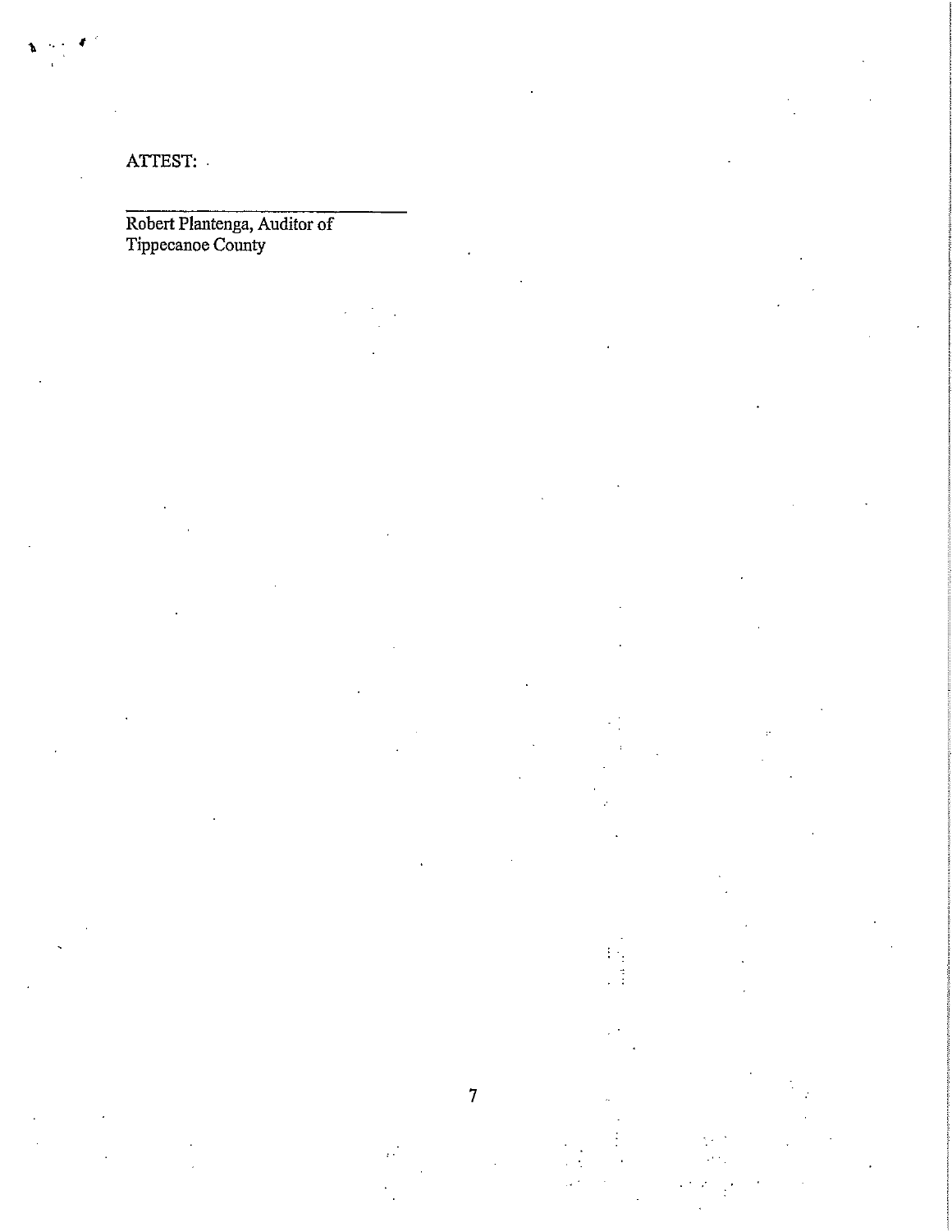ATTEST:

\_\_\_\_\_\_\_\_\_\_\_\_\_\_\_\_\_\_\_\_\_\_\_\_\_\_\_\_

Robert Plantenga, Auditor of
Tippecanoe County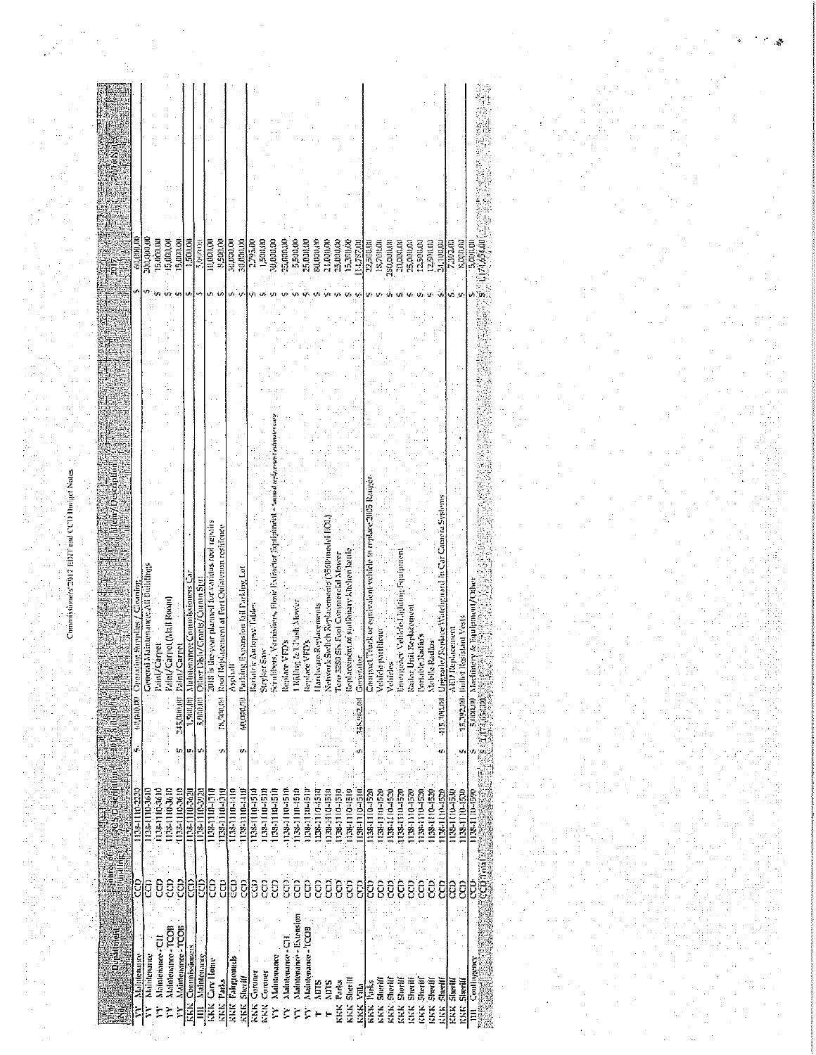Commissioner's 2017 BDT and CCD Budget Notes

| Proj | Department | Source of Funding | GOS Description | 2017 Amount | Item/Description | 2017 Amount |
|---|---|---|---|---|---|---|
| YY | Maintenance | CCD | 1138-1110-2230 | $ 60,000.00 | Operating Supplies / Cleaning | $ 60,000.00 |
| YY | Maintenance | CCD | 1138-1110-3610 | | General Maintenance/All Buildings | $ 200,000.00 |
| YY | Maintenance - CH | CCD | 1138-1110-3610 | | Paint/Carpet | $ 15,000.00 |
| YY | Maintenance - TCOB | CCD | 1138-1110-3610 | | Paint/Carpet (Mail Room) | $ 15,000.00 |
| YY | Maintenance - TCOB | CCD | 1138-1110-3610 | $ 245,000.00 | Paint/Carpet | $ 15,000.00 |
| KKK | Commissioners | CCD | 1138-1110-3620 | $ 1,500.00 | Maintenance Commissioners Car | $ 1,500.00 |
| HH | Maintenance | CCD | 1138-1110-3920 | $ 5,000.00 | Other Digs/Grants/Comm Spot | $ 5,000.00 |
| KKK | Cary Home | CCD | 1138-1110-4310 | | 2018 is the year planned for various roof repairs | $ 10,000.00 |
| KKK | Parks | CCD | 1138-1110-4310 | $ 18,500.00 | Roof Replacement at Fort Ouiatenon residence | $ 8,500.00 |
| KKK | Fairgrounds | CCD | 1138-1110-4410 | | Asphalt | $ 30,000.00 |
| KKK | Sheriff | CCD | 1138-1110-4410 | $ 60,000.00 | Parking Expansion Jail Parking Lot | $ 30,000.00 |
| KKK | Coroner | CCD | 1138-1110-4510 | | Hydraulic Autopsy Tables | $ 2,795.00 |
| KKK | Coroner | CCD | 1138-1110-4510 | | Stryker Saw | $ 1,500.00 |
| YY | Maintenance | CCD | 1138-1110-4510 | | Scrubbers, Vacuums, Floor Extractor Equipment - small equipment replacement | $ 30,000.00 |
| YY | Maintenance - CH | CCD | 1138-1110-4510 | | Replace VFD's | $ 25,000.00 |
| YY | Maintenance - Extension | CCD | 1138-1110-4510 | | Riding & Push Mower | $ 5,500.00 |
| YY | Maintenance - TCOB | CCD | 1138-1110-4510 | | Replace VFD's | $ 25,000.00 |
| T | MITS | CCD | 1138-1110-4510 | | Hardware Replacements | $ 80,000.00 |
| T | MITS | CCD | 1138-1110-4510 | | Network Switch Replacements (3560 model EOL) | $ 21,000.00 |
| KKK | Parks | CCD | 1138-1110-4510 | | Toro 5250 Six Foot Commercial Mower | $ 25,000.00 |
| KKK | Sheriff | CCD | 1138-1110-4510 | | Replacement of stationary kitchen kettle | $ 15,300.00 |
| KKK | Villa | CCD | 1138-1110-4510 | $ 348,962.00 | Generator | $ 117,867.00 |
| KKK | Parks | CCD | 1138-1110-4520 | | Compact Truck or equivalent vehicle to replace 2005 Ranger | $ 22,500.00 |
| KKK | Sheriff | CCD | 1138-1110-4520 | | Vehicle partitions | $ 18,700.00 |
| KKK | Sheriff | CCD | 1138-1110-4520 | | Vehicles | $ 280,000.00 |
| KKK | Sheriff | CCD | 1138-1110-4520 | | Emergency Vehicle Lighting Equipment | $ 20,000.00 |
| KKK | Sheriff | CCD | 1138-1110-4520 | | Radar Unit Replacement | $ 25,000.00 |
| KKK | Sheriff | CCD | 1138-1110-4520 | | Portable Radio's | $ 12,500.00 |
| KKK | Sheriff | CCD | 1138-1110-4520 | | Mobile Radios | $ 12,500.00 |
| KKK | Sheriff | CCD | 1138-1110-4520 | $ 415,300.00 | Upgrade/Replace Watchguard in Car Camera Systems | $ 24,100.00 |
| KKK | Sheriff | CCD | 1138-1110-4530 | | AED Replacement | $ 7,302.00 |
| KKK | Sheriff | CCD | 1138-1110-4530 | $ 15,302.00 | Bullet Resistant Vests | $ 8,000.00 |
| HH | Contingency | CCD | 1138-1110-4590 | $ 5,000.00 | Machinery & Equipment/Other | $ 5,000.00 |
| | CCD Total | | | $ 1,174,564.00 | | $ 1,174,564.00 |